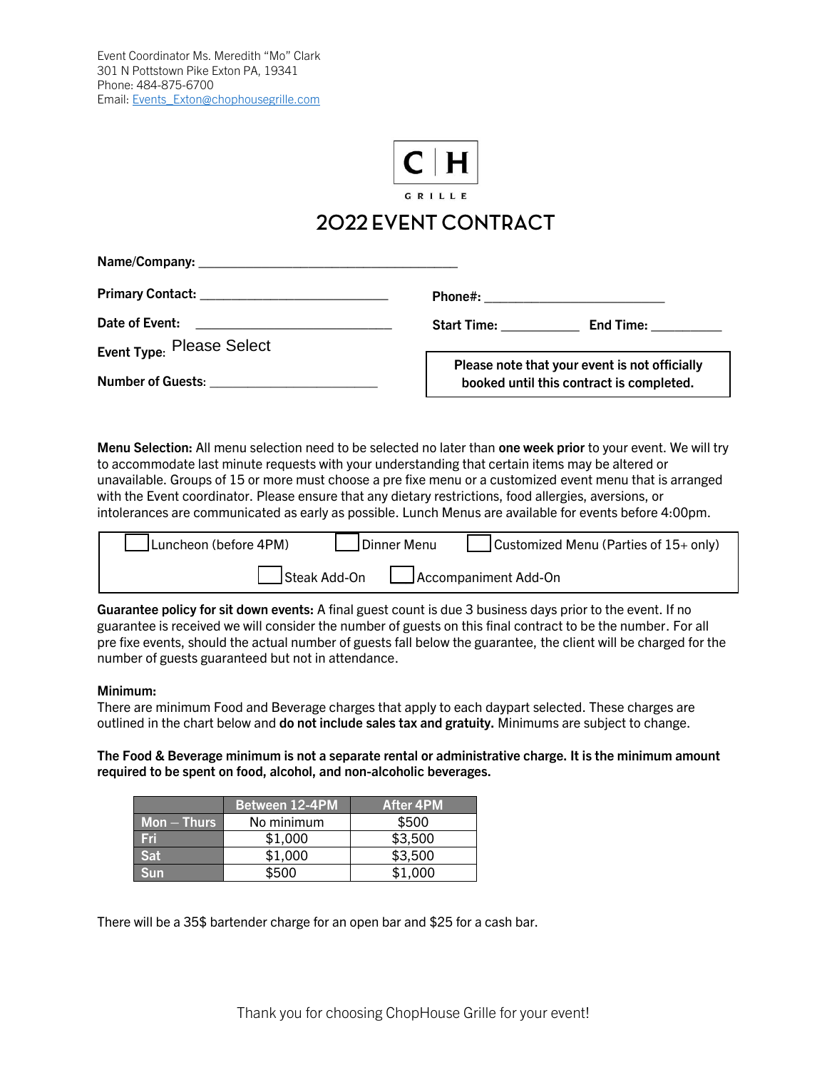Event Coordinator Ms. Meredith "Mo" Clark
301 N Pottstown Pike Exton PA, 19341
Phone: 484-875-6700
Email: Events_Exton@chophousegrille.com

C | H
GRILLE

# 2022 EVENT CONTRACT

**Name/Company:** ___________________________________

**Primary Contact:** __________________________ **Phone#:** __________________________

**Date of Event:** __________________________ **Start Time:** ___________ **End Time:** __________

**Event Type:** Please Select

**Number of Guests:** ________________________

**Please note that your event is not officially booked until this contract is completed.**

**Menu Selection:** All menu selection need to be selected no later than **one week prior** to your event. We will try to accommodate last minute requests with your understanding that certain items may be altered or unavailable. Groups of 15 or more must choose a pre fixe menu or a customized event menu that is arranged with the Event coordinator. Please ensure that any dietary restrictions, food allergies, aversions, or intolerances are communicated as early as possible. Lunch Menus are available for events before 4:00pm.

☐ Luncheon (before 4PM) ☐ Dinner Menu ☐ Customized Menu (Parties of 15+ only)

☐ Steak Add-On ☐ Accompaniment Add-On

**Guarantee policy for sit down events:** A final guest count is due 3 business days prior to the event. If no guarantee is received we will consider the number of guests on this final contract to be the number. For all pre fixe events, should the actual number of guests fall below the guarantee, the client will be charged for the number of guests guaranteed but not in attendance.

**Minimum:**
There are minimum Food and Beverage charges that apply to each daypart selected. These charges are outlined in the chart below and **do not include sales tax and gratuity.** Minimums are subject to change.

**The Food & Beverage minimum is not a separate rental or administrative charge. It is the minimum amount required to be spent on food, alcohol, and non-alcoholic beverages.**

| | Between 12-4PM | After 4PM |
|---|---|---|
| Mon – Thurs | No minimum | $500 |
| Fri | $1,000 | $3,500 |
| Sat | $1,000 | $3,500 |
| Sun | $500 | $1,000 |

There will be a 35$ bartender charge for an open bar and $25 for a cash bar.

Thank you for choosing ChopHouse Grille for your event!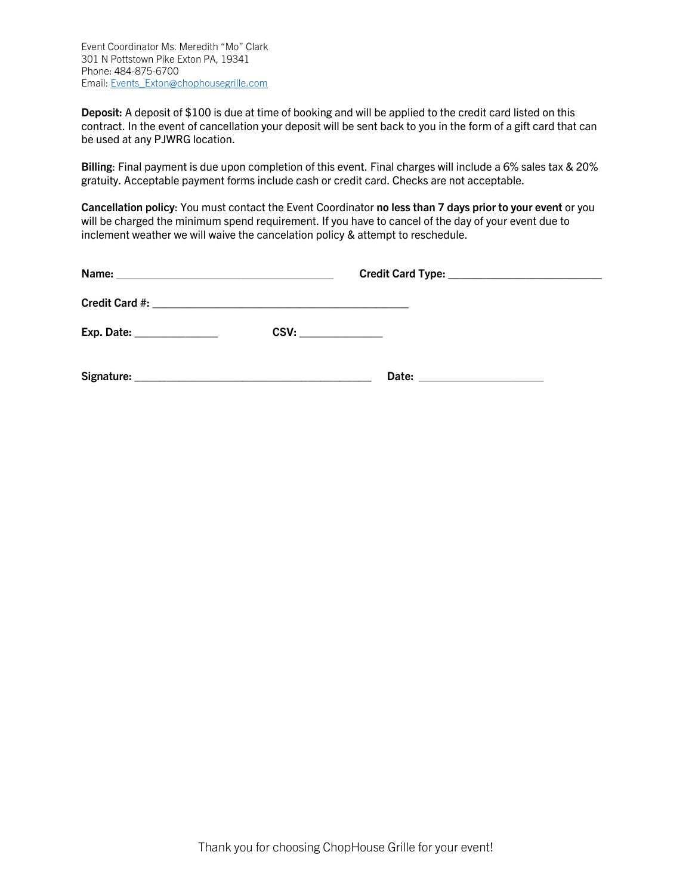Event Coordinator Ms. Meredith "Mo" Clark
301 N Pottstown Pike Exton PA, 19341
Phone: 484-875-6700
Email: Events_Exton@chophousegrille.com

**Deposit:** A deposit of $100 is due at time of booking and will be applied to the credit card listed on this contract. In the event of cancellation your deposit will be sent back to you in the form of a gift card that can be used at any PJWRG location.

**Billing**: Final payment is due upon completion of this event. Final charges will include a 6% sales tax & 20% gratuity. Acceptable payment forms include cash or credit card. Checks are not acceptable.

**Cancellation policy**: You must contact the Event Coordinator **no less than 7 days prior to your event** or you will be charged the minimum spend requirement. If you have to cancel of the day of your event due to inclement weather we will waive the cancelation policy & attempt to reschedule.

**Name:** ______________________________ **Credit Card Type:** ______________________

**Credit Card #:** ____________________________________

**Exp. Date:** ____________ **CSV:** ____________

**Signature:** ___________________________________ **Date:** __________________

Thank you for choosing ChopHouse Grille for your event!